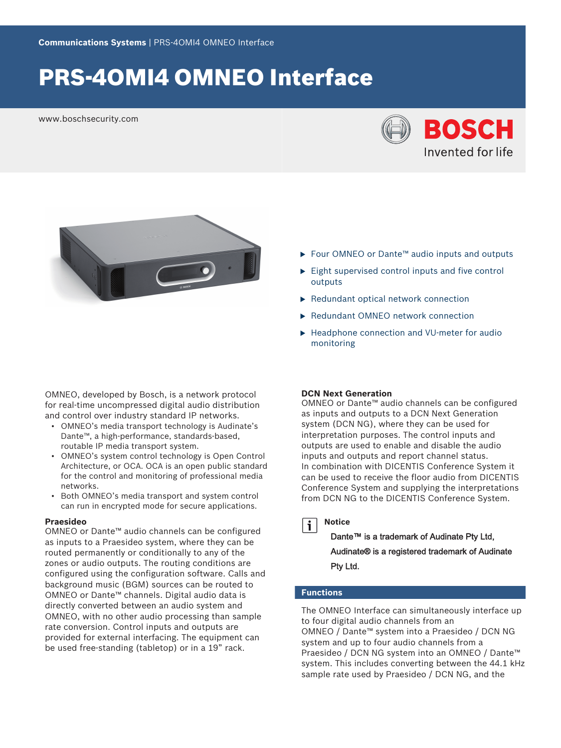Communications Systems | PRS-4OMI4 OMNEO Interface

# PRS-4OMI4 OMNEO Interface

www.boschsecurity.com

- Four OMNEO or Dante™ audio inputs and outputs
- Eight supervised control inputs and five control outputs
- Redundant optical network connection
- Redundant OMNEO network connection
- Headphone connection and VU-meter for audio monitoring

OMNEO, developed by Bosch, is a network protocol for real-time uncompressed digital audio distribution and control over industry standard IP networks.

- OMNEO's media transport technology is Audinate's Dante™, a high-performance, standards-based, routable IP media transport system.
- OMNEO's system control technology is Open Control Architecture, or OCA. OCA is an open public standard for the control and monitoring of professional media networks.
- Both OMNEO's media transport and system control can run in encrypted mode for secure applications.

**Praesideo**

OMNEO or Dante™ audio channels can be configured as inputs to a Praesideo system, where they can be routed permanently or conditionally to any of the zones or audio outputs. The routing conditions are configured using the configuration software. Calls and background music (BGM) sources can be routed to OMNEO or Dante™ channels. Digital audio data is directly converted between an audio system and OMNEO, with no other audio processing than sample rate conversion. Control inputs and outputs are provided for external interfacing. The equipment can be used free-standing (tabletop) or in a 19" rack.

**DCN Next Generation**

OMNEO or Dante™ audio channels can be configured as inputs and outputs to a DCN Next Generation system (DCN NG), where they can be used for interpretation purposes. The control inputs and outputs are used to enable and disable the audio inputs and outputs and report channel status.
In combination with DICENTIS Conference System it can be used to receive the floor audio from DICENTIS Conference System and supplying the interpretations from DCN NG to the DICENTIS Conference System.

**Notice**

Dante™ is a trademark of Audinate Pty Ltd, Audinate® is a registered trademark of Audinate Pty Ltd.

## Functions

The OMNEO Interface can simultaneously interface up to four digital audio channels from an OMNEO / Dante™ system into a Praesideo / DCN NG system and up to four audio channels from a Praesideo / DCN NG system into an OMNEO / Dante™ system. This includes converting between the 44.1 kHz sample rate used by Praesideo / DCN NG, and the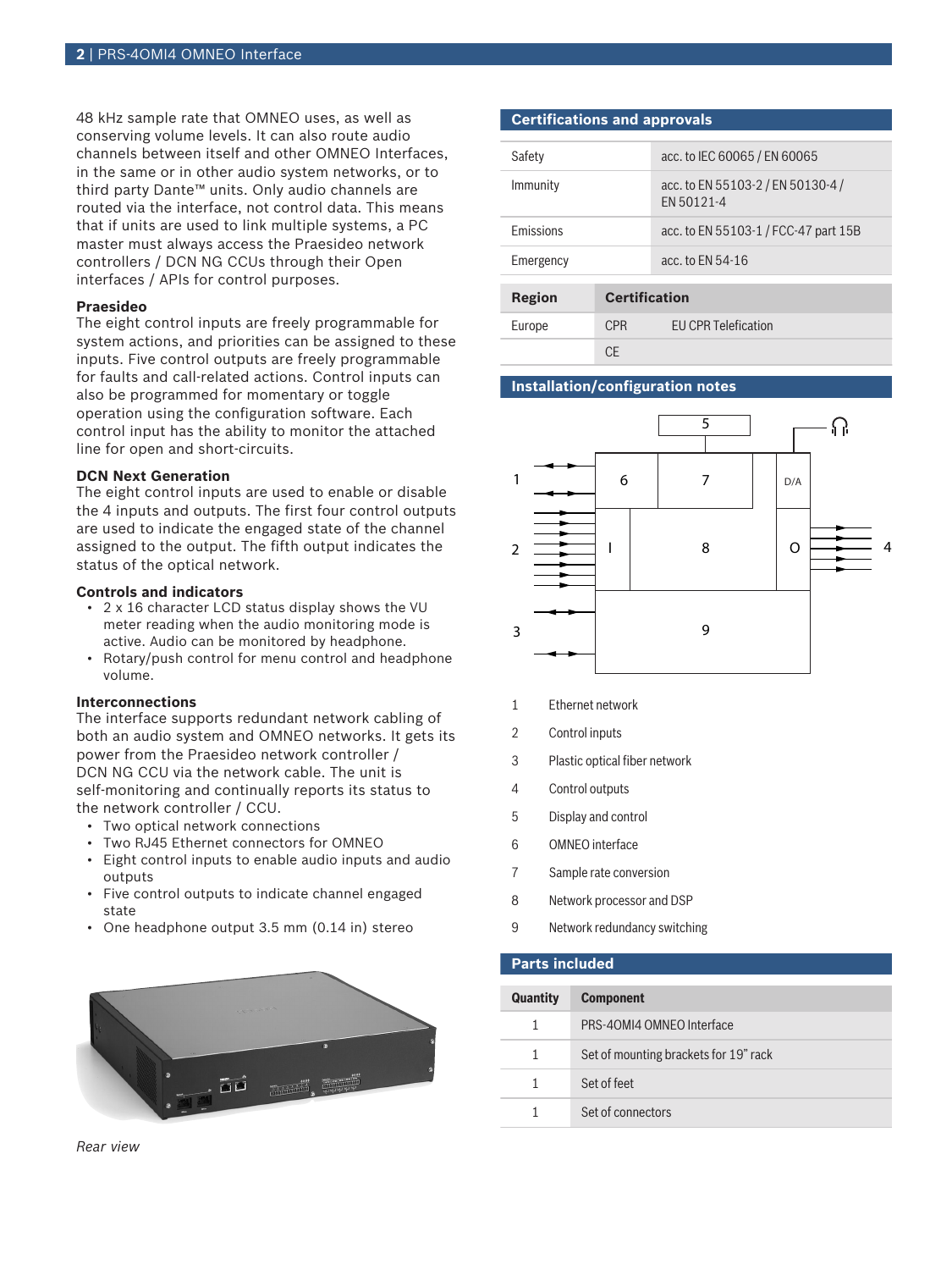48 kHz sample rate that OMNEO uses, as well as conserving volume levels. It can also route audio channels between itself and other OMNEO Interfaces, in the same or in other audio system networks, or to third party Dante™ units. Only audio channels are routed via the interface, not control data. This means that if units are used to link multiple systems, a PC master must always access the Praesideo network controllers / DCN NG CCUs through their Open interfaces / APIs for control purposes.

**Praesideo**
The eight control inputs are freely programmable for system actions, and priorities can be assigned to these inputs. Five control outputs are freely programmable for faults and call-related actions. Control inputs can also be programmed for momentary or toggle operation using the configuration software. Each control input has the ability to monitor the attached line for open and short-circuits.

**DCN Next Generation**
The eight control inputs are used to enable or disable the 4 inputs and outputs. The first four control outputs are used to indicate the engaged state of the channel assigned to the output. The fifth output indicates the status of the optical network.

**Controls and indicators**

- 2 x 16 character LCD status display shows the VU meter reading when the audio monitoring mode is active. Audio can be monitored by headphone.
- Rotary/push control for menu control and headphone volume.

**Interconnections**
The interface supports redundant network cabling of both an audio system and OMNEO networks. It gets its power from the Praesideo network controller / DCN NG CCU via the network cable. The unit is self-monitoring and continually reports its status to the network controller / CCU.

- Two optical network connections
- Two RJ45 Ethernet connectors for OMNEO
- Eight control inputs to enable audio inputs and audio outputs
- Five control outputs to indicate channel engaged state
- One headphone output 3.5 mm (0.14 in) stereo

*Rear view*

## Certifications and approvals

| | |
|---|---|
| Safety | acc. to IEC 60065 / EN 60065 |
| Immunity | acc. to EN 55103-2 / EN 50130-4 / EN 50121-4 |
| Emissions | acc. to EN 55103-1 / FCC-47 part 15B |
| Emergency | acc. to EN 54-16 |

| Region | Certification | |
|---|---|---|
| Europe | CPR | EU CPR Telefication |
| | CE | |

## Installation/configuration notes

| | |
|---|---|
| 1 | Ethernet network |
| 2 | Control inputs |
| 3 | Plastic optical fiber network |
| 4 | Control outputs |
| 5 | Display and control |
| 6 | OMNEO interface |
| 7 | Sample rate conversion |
| 8 | Network processor and DSP |
| 9 | Network redundancy switching |

## Parts included

| Quantity | Component |
|---|---|
| 1 | PRS-4OMI4 OMNEO Interface |
| 1 | Set of mounting brackets for 19" rack |
| 1 | Set of feet |
| 1 | Set of connectors |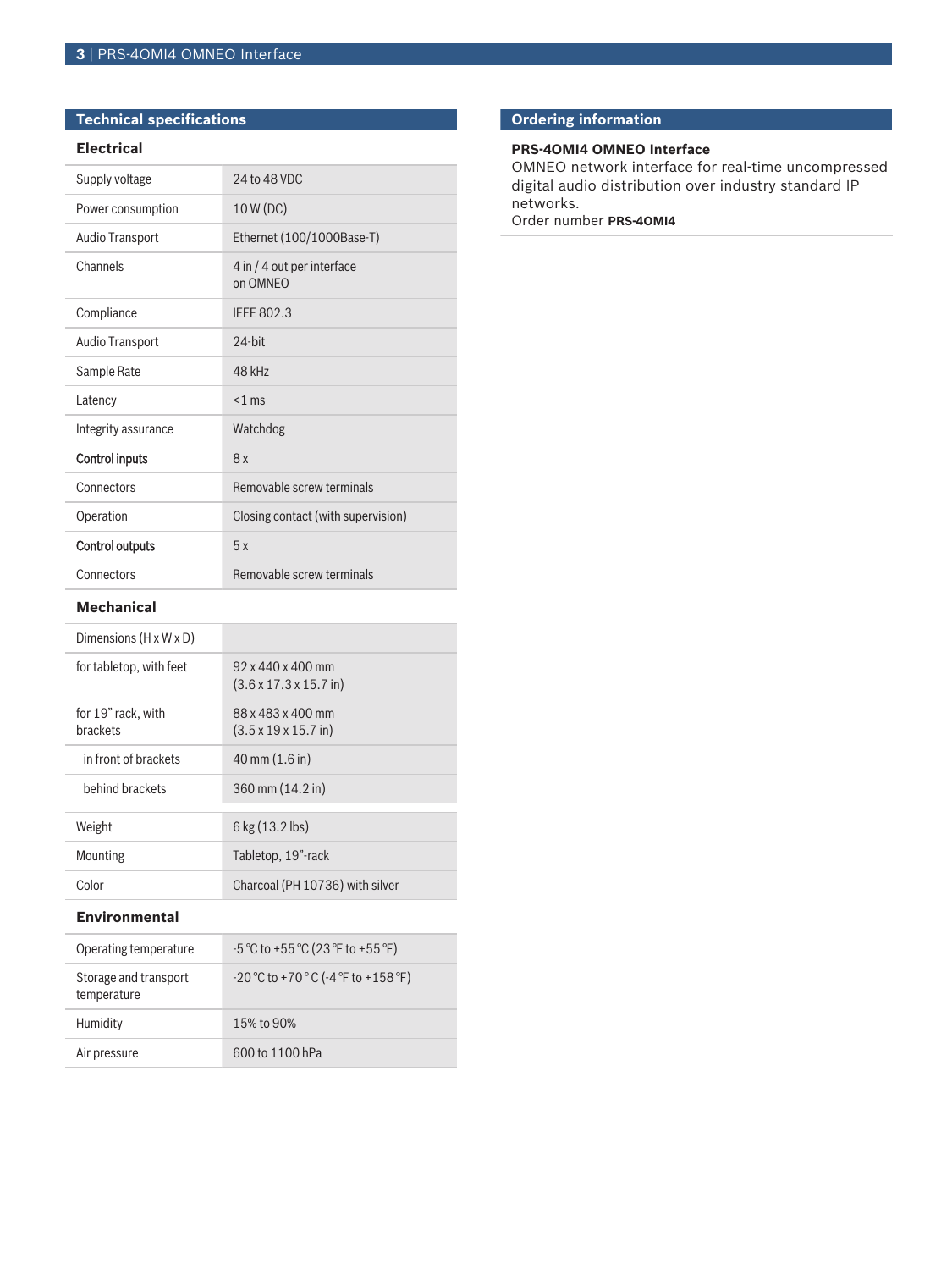## Technical specifications

### Electrical

| | |
|---|---|
| Supply voltage | 24 to 48 VDC |
| Power consumption | 10 W (DC) |
| Audio Transport | Ethernet (100/1000Base-T) |
| Channels | 4 in / 4 out per interface on OMNEO |
| Compliance | IEEE 802.3 |
| Audio Transport | 24-bit |
| Sample Rate | 48 kHz |
| Latency | <1 ms |
| Integrity assurance | Watchdog |
| **Control inputs** | 8 x |
| Connectors | Removable screw terminals |
| Operation | Closing contact (with supervision) |
| **Control outputs** | 5 x |
| Connectors | Removable screw terminals |

### Mechanical

| | |
|---|---|
| Dimensions (H x W x D) | |
| for tabletop, with feet | 92 x 440 x 400 mm (3.6 x 17.3 x 15.7 in) |
| for 19” rack, with brackets | 88 x 483 x 400 mm (3.5 x 19 x 15.7 in) |
| in front of brackets | 40 mm (1.6 in) |
| behind brackets | 360 mm (14.2 in) |
| Weight | 6 kg (13.2 lbs) |
| Mounting | Tabletop, 19”-rack |
| Color | Charcoal (PH 10736) with silver |

### Environmental

| | |
|---|---|
| Operating temperature | -5 °C to +55 °C (23 °F to +55 °F) |
| Storage and transport temperature | -20 °C to +70 °C (-4 °F to +158 °F) |
| Humidity | 15% to 90% |
| Air pressure | 600 to 1100 hPa |

## Ordering information

**PRS-4OMI4 OMNEO Interface**
OMNEO network interface for real-time uncompressed digital audio distribution over industry standard IP networks.
Order number **PRS-4OMI4**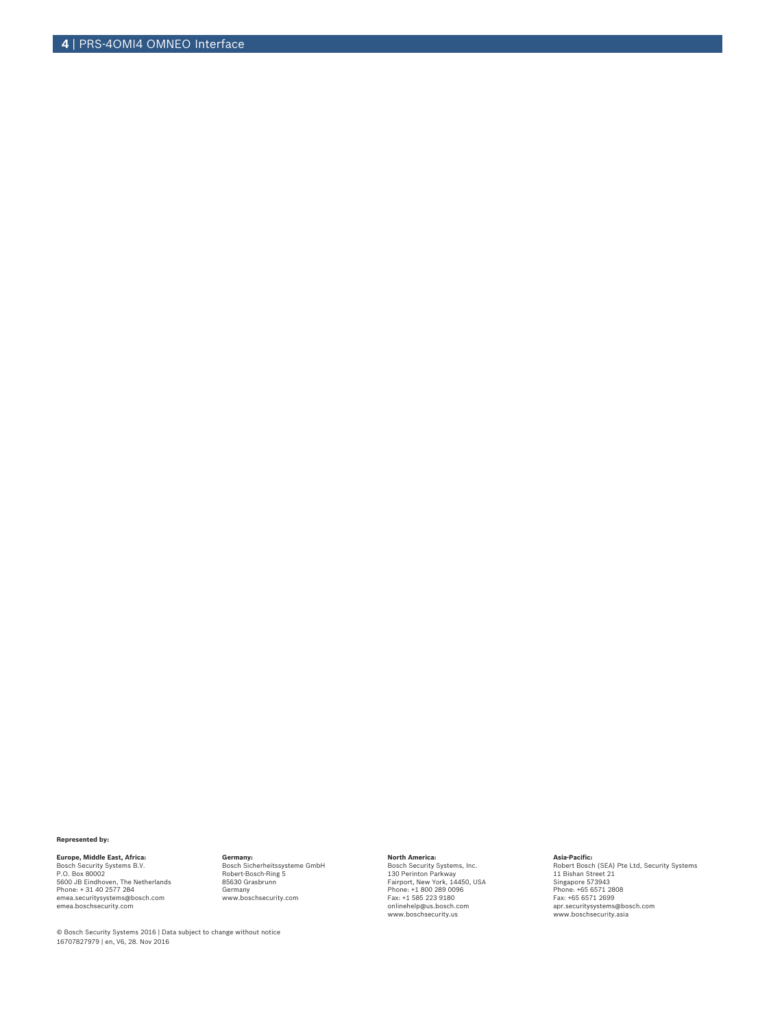**Represented by:**

**Europe, Middle East, Africa:**
Bosch Security Systems B.V.
P.O. Box 80002
5600 JB Eindhoven, The Netherlands
Phone: + 31 40 2577 284
emea.securitysystems@bosch.com
emea.boschsecurity.com

**Germany:**
Bosch Sicherheitssysteme GmbH
Robert-Bosch-Ring 5
85630 Grasbrunn
Germany
www.boschsecurity.com

**North America:**
Bosch Security Systems, Inc.
130 Perinton Parkway
Fairport, New York, 14450, USA
Phone: +1 800 289 0096
Fax: +1 585 223 9180
onlinehelp@us.bosch.com
www.boschsecurity.us

**Asia-Pacific:**
Robert Bosch (SEA) Pte Ltd, Security Systems
11 Bishan Street 21
Singapore 573943
Phone: +65 6571 2808
Fax: +65 6571 2699
apr.securitysystems@bosch.com
www.boschsecurity.asia

© Bosch Security Systems 2016 | Data subject to change without notice
16707827979 | en, V6, 28. Nov 2016